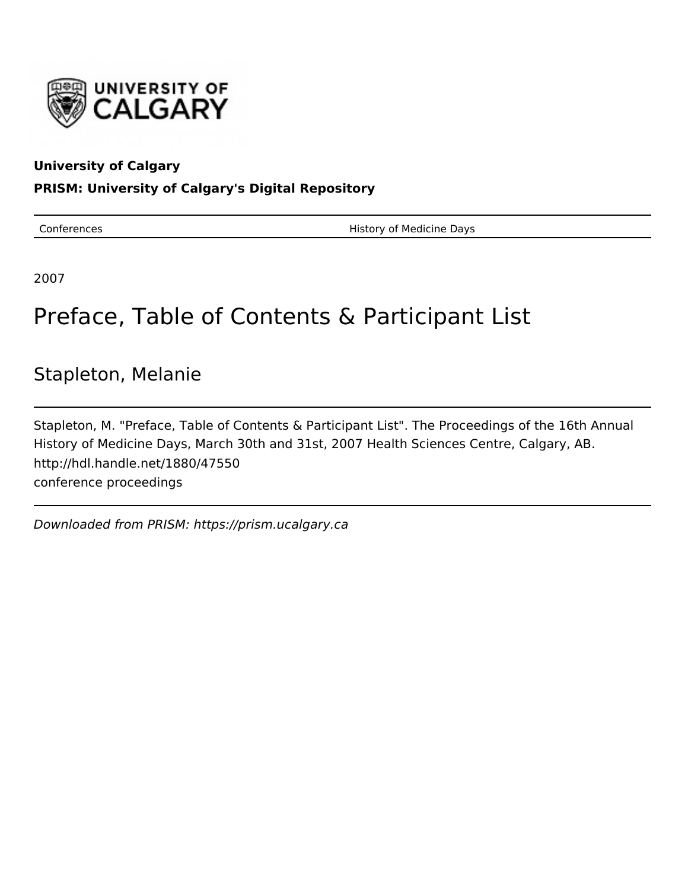**University of Calgary**

**PRISM: University of Calgary's Digital Repository**

| Conferences | History of Medicine Days |
|---|---|

2007

# Preface, Table of Contents & Participant List

## Stapleton, Melanie

Stapleton, M. "Preface, Table of Contents & Participant List". The Proceedings of the 16th Annual History of Medicine Days, March 30th and 31st, 2007 Health Sciences Centre, Calgary, AB.
http://hdl.handle.net/1880/47550
conference proceedings

*Downloaded from PRISM: https://prism.ucalgary.ca*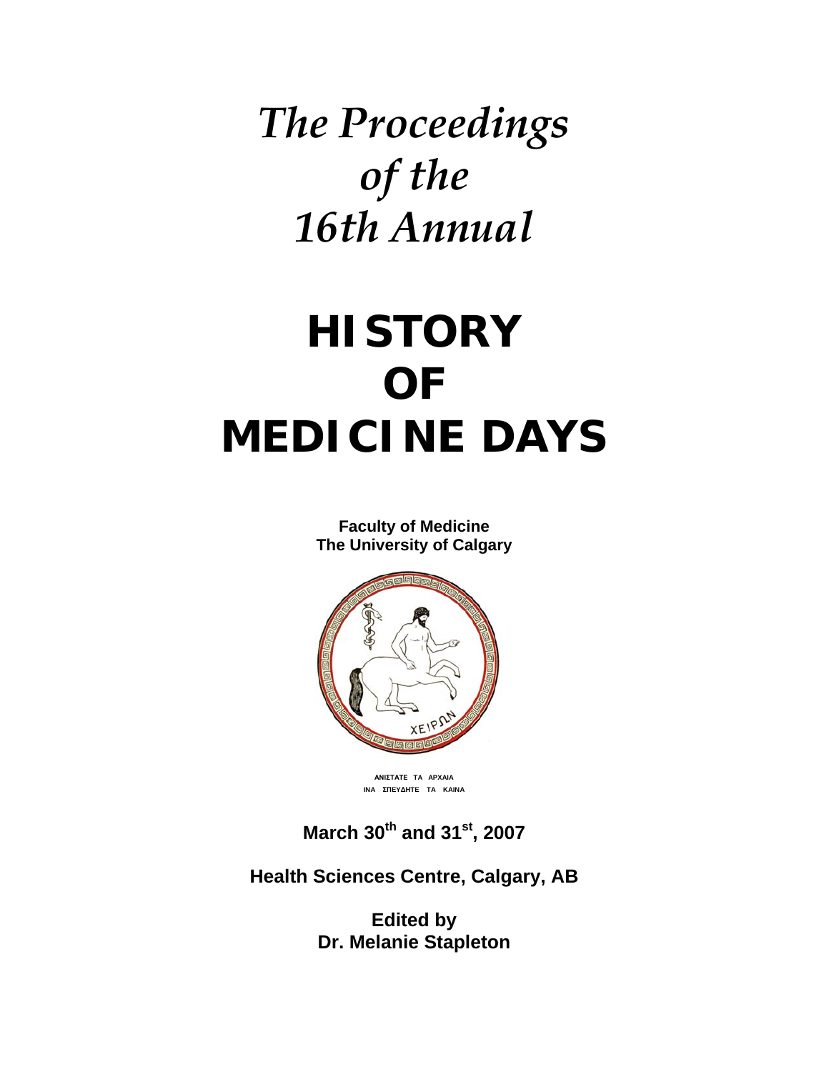*The Proceedings of the 16th Annual*

# HISTORY OF MEDICINE DAYS

**Faculty of Medicine**
**The University of Calgary**

ΑΝΙΣΤΑΤΕ ΤΑ ΑΡΧΑΙΑ
ΙΝΑ ΣΠΕΥΔΗΤΕ ΤΑ ΚΑΙΝΑ

**March 30th and 31st, 2007**

**Health Sciences Centre, Calgary, AB**

**Edited by**
**Dr. Melanie Stapleton**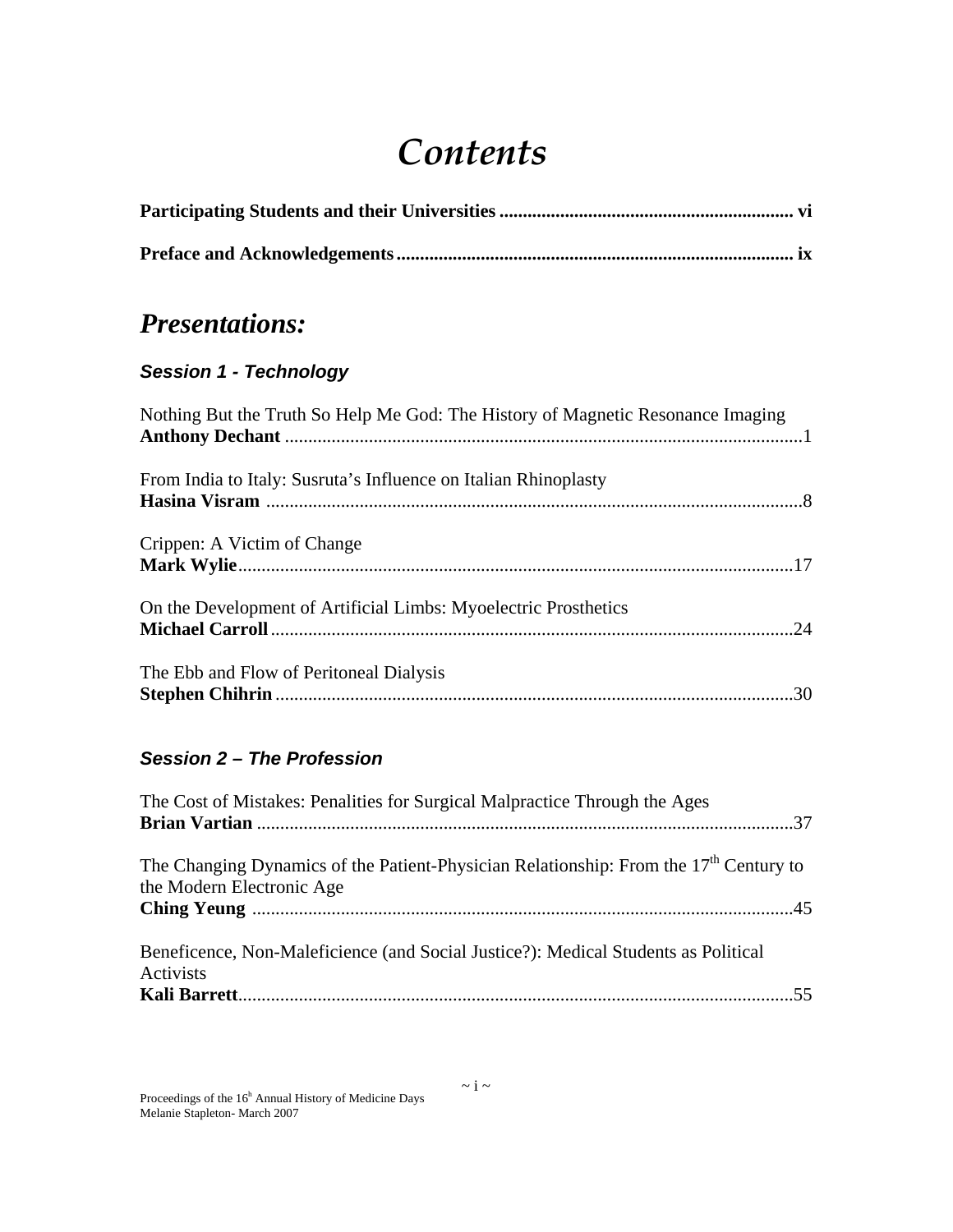# *Contents*

**Participating Students and their Universities** ............................................................ **vi**

**Preface and Acknowledgements** .................................................................................. **ix**

## *Presentations:*

### *Session 1 - Technology*

Nothing But the Truth So Help Me God: The History of Magnetic Resonance Imaging
**Anthony Dechant** ..............................................................................................................1

From India to Italy: Susruta's Influence on Italian Rhinoplasty
**Hasina Visram** ..................................................................................................................8

Crippen: A Victim of Change
**Mark Wylie**......................................................................................................................17

On the Development of Artificial Limbs: Myoelectric Prosthetics
**Michael Carroll**...............................................................................................................24

The Ebb and Flow of Peritoneal Dialysis
**Stephen Chihrin**..............................................................................................................30

### *Session 2 – The Profession*

The Cost of Mistakes: Penalities for Surgical Malpractice Through the Ages
**Brian Vartian** ..................................................................................................................37

The Changing Dynamics of the Patient-Physician Relationship: From the 17th Century to the Modern Electronic Age
**Ching Yeung** ..................................................................................................................45

Beneficence, Non-Maleficience (and Social Justice?): Medical Students as Political Activists
**Kali Barrett**......................................................................................................................55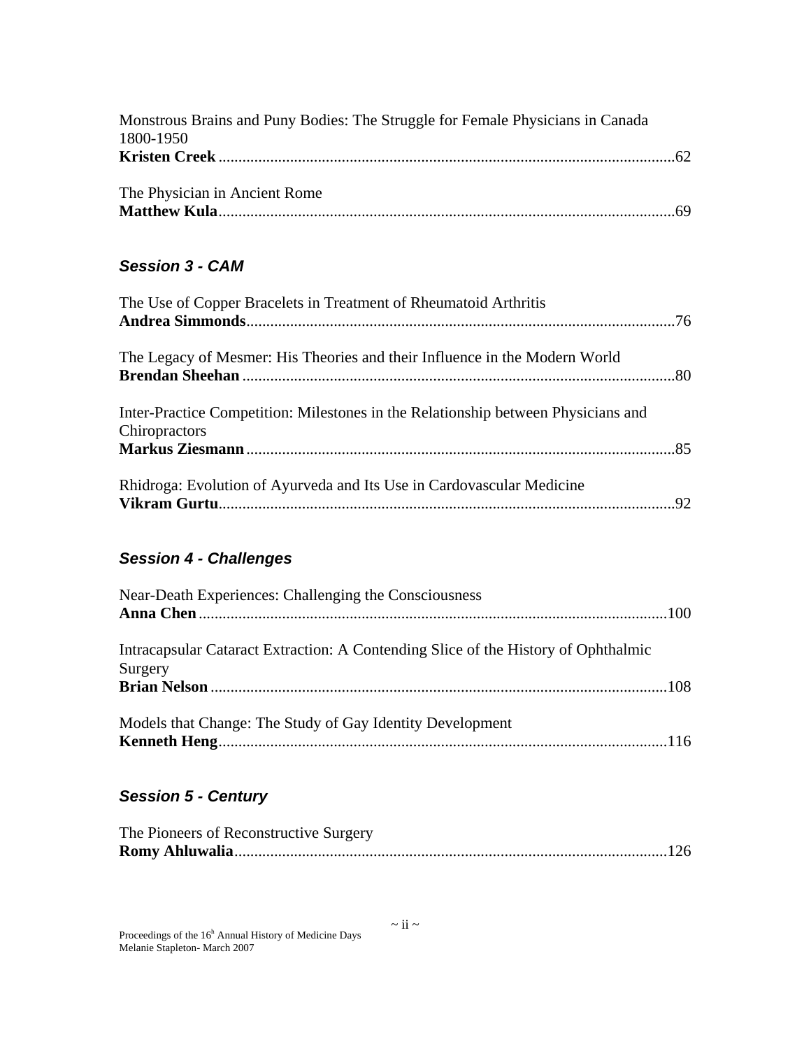Monstrous Brains and Puny Bodies: The Struggle for Female Physicians in Canada 1800-1950
**Kristen Creek** .....................................................................................................62

The Physician in Ancient Rome
**Matthew Kula**.....................................................................................................69

### *Session 3 - CAM*

The Use of Copper Bracelets in Treatment of Rheumatoid Arthritis
**Andrea Simmonds**...............................................................................................76

The Legacy of Mesmer: His Theories and their Influence in the Modern World
**Brendan Sheehan** ................................................................................................80

Inter-Practice Competition: Milestones in the Relationship between Physicians and Chiropractors
**Markus Ziesmann** ................................................................................................85

Rhidroga: Evolution of Ayurveda and Its Use in Cardovascular Medicine
**Vikram Gurtu**......................................................................................................92

### *Session 4 - Challenges*

Near-Death Experiences: Challenging the Consciousness
**Anna Chen** .........................................................................................................100

Intracapsular Cataract Extraction: A Contending Slice of the History of Ophthalmic Surgery
**Brian Nelson** ......................................................................................................108

Models that Change: The Study of Gay Identity Development
**Kenneth Heng**....................................................................................................116

### *Session 5 - Century*

The Pioneers of Reconstructive Surgery
**Romy Ahluwalia**................................................................................................126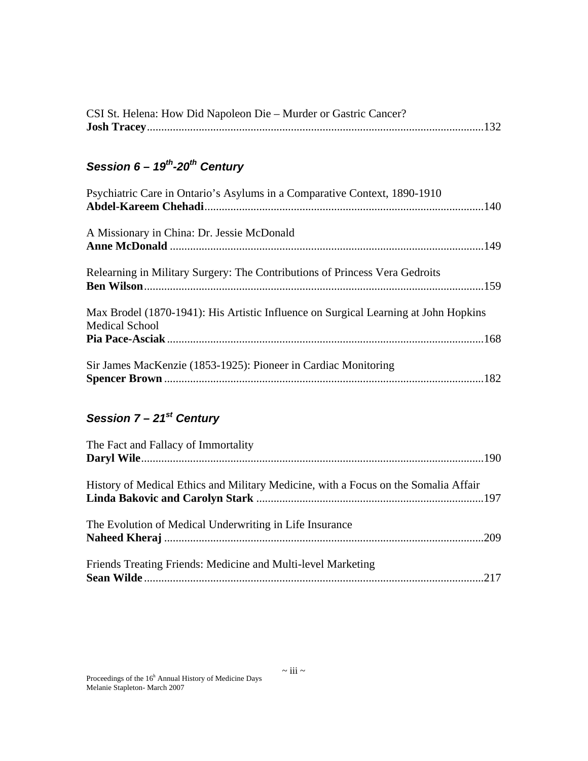CSI St. Helena: How Did Napoleon Die – Murder or Gastric Cancer?
**Josh Tracey**....................................................................................................................132

## *Session 6 – 19th-20th Century*

Psychiatric Care in Ontario's Asylums in a Comparative Context, 1890-1910
**Abdel-Kareem Chehadi**................................................................................................140

A Missionary in China: Dr. Jessie McDonald
**Anne McDonald** ............................................................................................................149

Relearning in Military Surgery: The Contributions of Princess Vera Gedroits
**Ben Wilson**.....................................................................................................................159

Max Brodel (1870-1941): His Artistic Influence on Surgical Learning at John Hopkins Medical School
**Pia Pace-Asciak** .............................................................................................................168

Sir James MacKenzie (1853-1925): Pioneer in Cardiac Monitoring
**Spencer Brown** ..............................................................................................................182

## *Session 7 – 21st Century*

The Fact and Fallacy of Immortality
**Daryl Wile**......................................................................................................................190

History of Medical Ethics and Military Medicine, with a Focus on the Somalia Affair
**Linda Bakovic and Carolyn Stark** ..............................................................................197

The Evolution of Medical Underwriting in Life Insurance
**Naheed Kheraj** ..............................................................................................................209

Friends Treating Friends: Medicine and Multi-level Marketing
**Sean Wilde**.....................................................................................................................217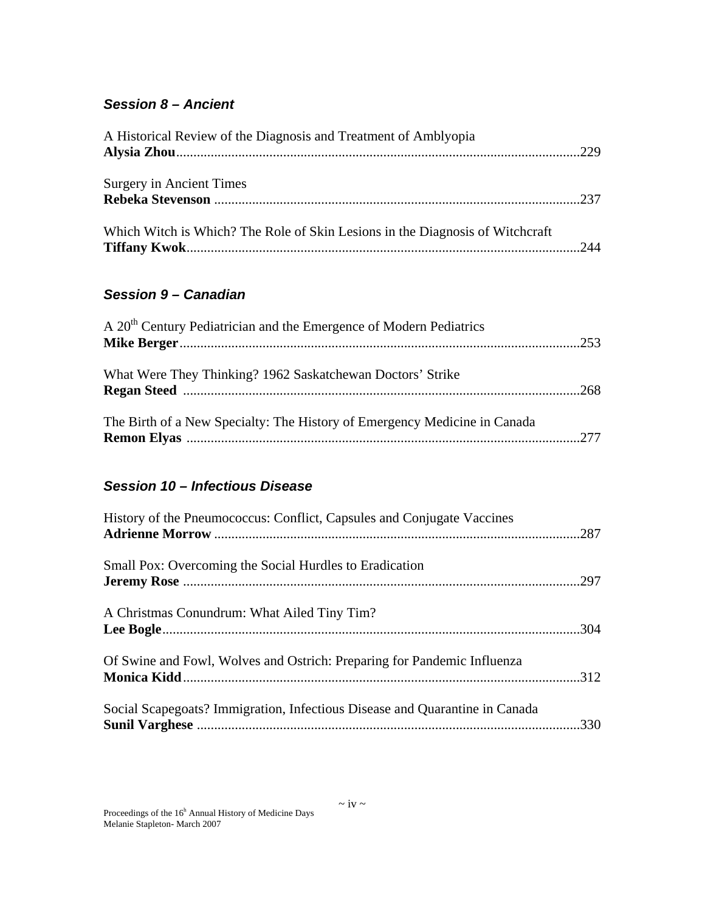### *Session 8 – Ancient*

A Historical Review of the Diagnosis and Treatment of Amblyopia
**Alysia Zhou**..........................................................................................................229

Surgery in Ancient Times
**Rebeka Stevenson** ...............................................................................................237

Which Witch is Which? The Role of Skin Lesions in the Diagnosis of Witchcraft
**Tiffany Kwok**.........................................................................................................244

### *Session 9 – Canadian*

A 20th Century Pediatrician and the Emergence of Modern Pediatrics
**Mike Berger**..........................................................................................................253

What Were They Thinking? 1962 Saskatchewan Doctors' Strike
**Regan Steed** ........................................................................................................268

The Birth of a New Specialty: The History of Emergency Medicine in Canada
**Remon Elyas** .......................................................................................................277

### *Session 10 – Infectious Disease*

History of the Pneumococcus: Conflict, Capsules and Conjugate Vaccines
**Adrienne Morrow** ................................................................................................287

Small Pox: Overcoming the Social Hurdles to Eradication
**Jeremy Rose** ........................................................................................................297

A Christmas Conundrum: What Ailed Tiny Tim?
**Lee Bogle**..............................................................................................................304

Of Swine and Fowl, Wolves and Ostrich: Preparing for Pandemic Influenza
**Monica Kidd**.........................................................................................................312

Social Scapegoats? Immigration, Infectious Disease and Quarantine in Canada
**Sunil Varghese** ....................................................................................................330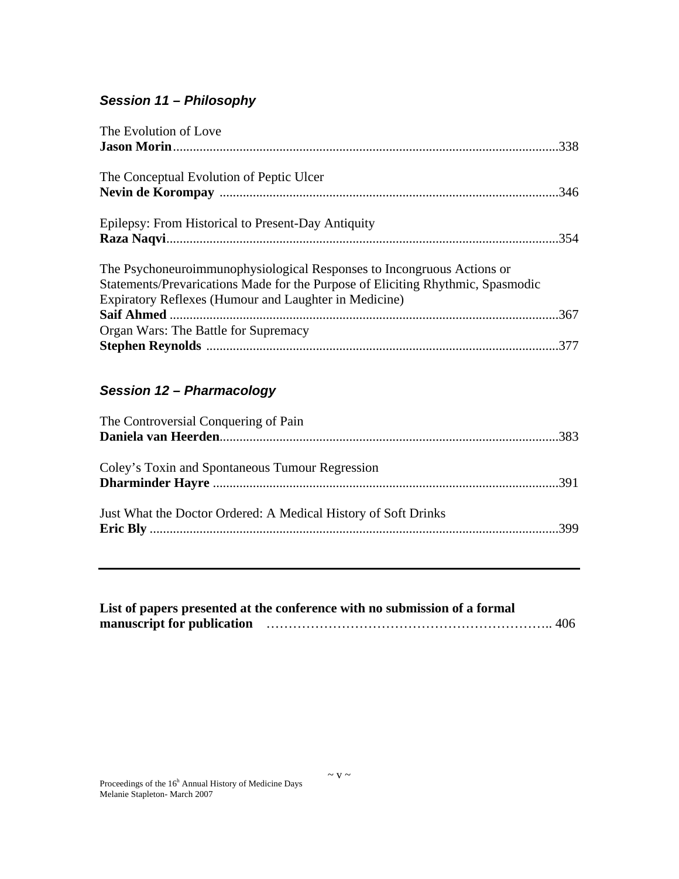### *Session 11 – Philosophy*

The Evolution of Love
**Jason Morin**....................................................................................................................338

The Conceptual Evolution of Peptic Ulcer
**Nevin de Korompay** .....................................................................................................346

Epilepsy: From Historical to Present-Day Antiquity
**Raza Naqvi**......................................................................................................................354

The Psychoneuroimmunophysiological Responses to Incongruous Actions or Statements/Prevarications Made for the Purpose of Eliciting Rhythmic, Spasmodic Expiratory Reflexes (Humour and Laughter in Medicine)
**Saif Ahmed** .....................................................................................................................367

Organ Wars: The Battle for Supremacy
**Stephen Reynolds** .........................................................................................................377

### *Session 12 – Pharmacology*

The Controversial Conquering of Pain
**Daniela van Heerden**.....................................................................................................383

Coley's Toxin and Spontaneous Tumour Regression
**Dharminder Hayre** .......................................................................................................391

Just What the Doctor Ordered: A Medical History of Soft Drinks
**Eric Bly** ...........................................................................................................................399

---

**List of papers presented at the conference with no submission of a formal manuscript for publication** ……………………………………………………….. 406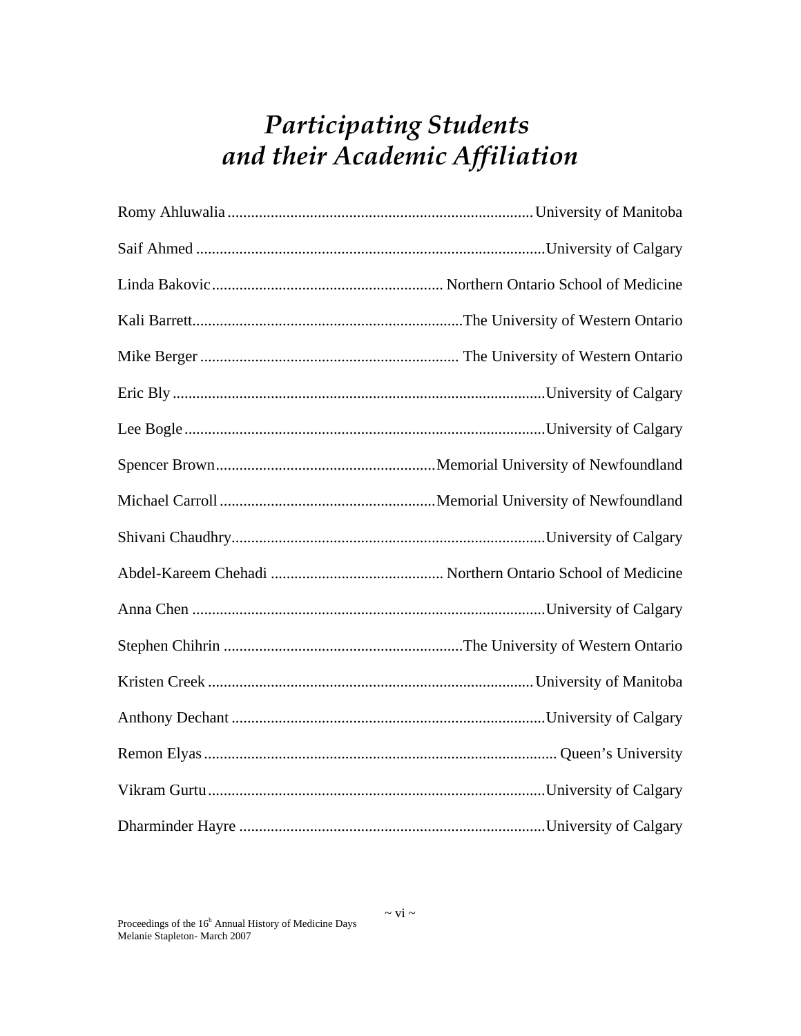# *Participating Students and their Academic Affiliation*

Romy Ahluwalia ............................................................................ University of Manitoba

Saif Ahmed ........................................................................................ University of Calgary

Linda Bakovic .......................................................... Northern Ontario School of Medicine

Kali Barrett ..................................................................... The University of Western Ontario

Mike Berger .................................................................. The University of Western Ontario

Eric Bly .............................................................................................. University of Calgary

Lee Bogle ........................................................................................... University of Calgary

Spencer Brown ....................................................... Memorial University of Newfoundland

Michael Carroll ...................................................... Memorial University of Newfoundland

Shivani Chaudhry ............................................................................... University of Calgary

Abdel-Kareem Chehadi ............................................ Northern Ontario School of Medicine

Anna Chen ......................................................................................... University of Calgary

Stephen Chihrin ............................................................ The University of Western Ontario

Kristen Creek .................................................................................. University of Manitoba

Anthony Dechant ............................................................................... University of Calgary

Remon Elyas .......................................................................................... Queen's University

Vikram Gurtu ..................................................................................... University of Calgary

Dharminder Hayre ............................................................................. University of Calgary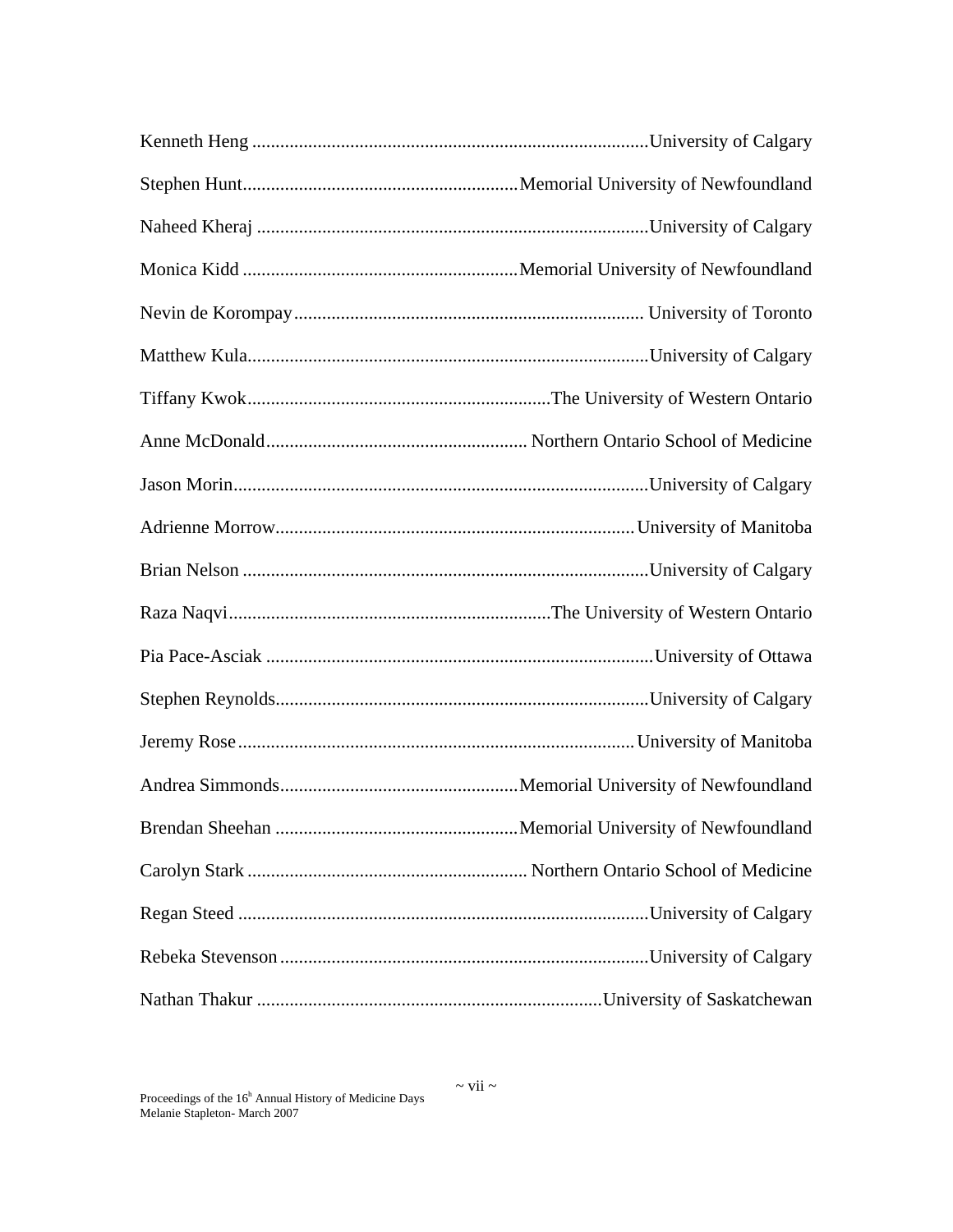Kenneth Heng ....................................................................................University of Calgary

Stephen Hunt...........................................................Memorial University of Newfoundland

Naheed Kheraj ...................................................................................University of Calgary

Monica Kidd ...........................................................Memorial University of Newfoundland

Nevin de Korompay.......................................................................... University of Toronto

Matthew Kula.....................................................................................University of Calgary

Tiffany Kwok.................................................................The University of Western Ontario

Anne McDonald....................................................... Northern Ontario School of Medicine

Jason Morin........................................................................................University of Calgary

Adrienne Morrow............................................................................University of Manitoba

Brian Nelson ......................................................................................University of Calgary

Raza Naqvi.....................................................................The University of Western Ontario

Pia Pace-Asciak ..................................................................................University of Ottawa

Stephen Reynolds...............................................................................University of Calgary

Jeremy Rose....................................................................................University of Manitoba

Andrea Simmonds...................................................Memorial University of Newfoundland

Brendan Sheehan ....................................................Memorial University of Newfoundland

Carolyn Stark ............................................................ Northern Ontario School of Medicine

Regan Steed .......................................................................................University of Calgary

Rebeka Stevenson..............................................................................University of Calgary

Nathan Thakur .........................................................................University of Saskatchewan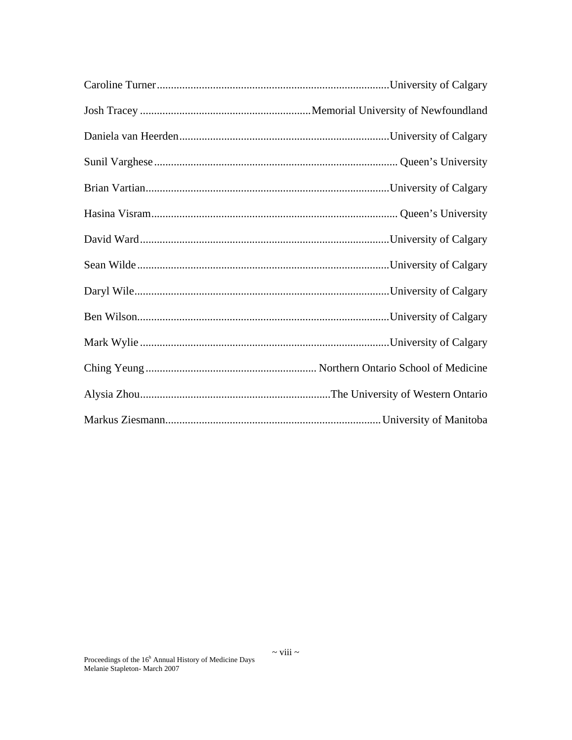Caroline Turner....................................................................................University of Calgary

Josh Tracey ............................................................Memorial University of Newfoundland

Daniela van Heerden...........................................................................University of Calgary

Sunil Varghese ...................................................................................... Queen's University

Brian Vartian.......................................................................................University of Calgary

Hasina Visram....................................................................................... Queen's University

David Ward.........................................................................................University of Calgary

Sean Wilde .........................................................................................University of Calgary

Daryl Wile..........................................................................................University of Calgary

Ben Wilson.........................................................................................University of Calgary

Mark Wylie .........................................................................................University of Calgary

Ching Yeung ............................................................ Northern Ontario School of Medicine

Alysia Zhou....................................................................The University of Western Ontario

Markus Ziesmann............................................................................University of Manitoba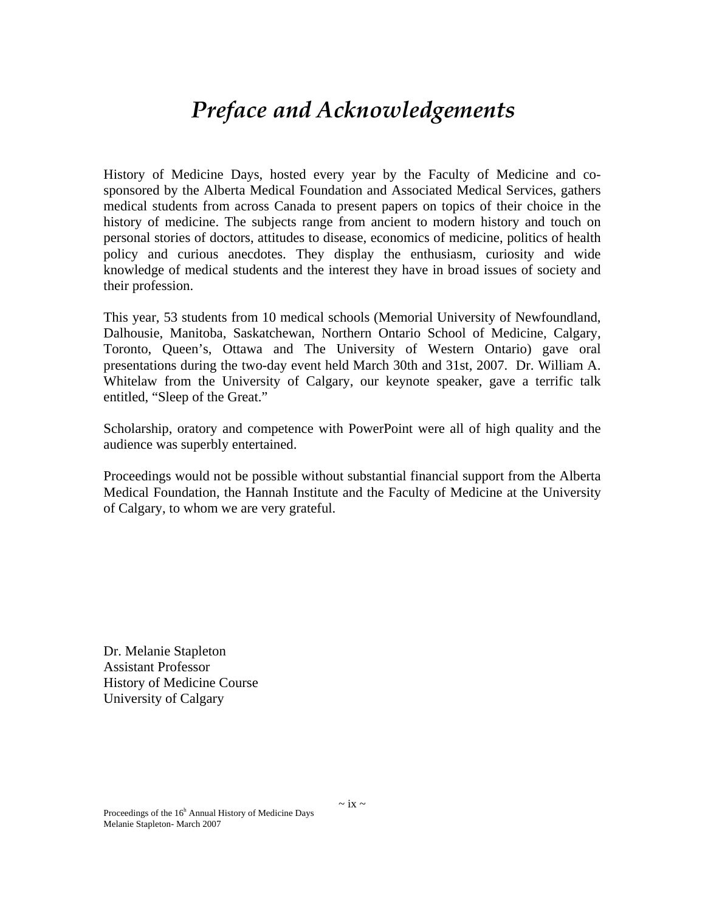# *Preface and Acknowledgements*

History of Medicine Days, hosted every year by the Faculty of Medicine and co-sponsored by the Alberta Medical Foundation and Associated Medical Services, gathers medical students from across Canada to present papers on topics of their choice in the history of medicine. The subjects range from ancient to modern history and touch on personal stories of doctors, attitudes to disease, economics of medicine, politics of health policy and curious anecdotes. They display the enthusiasm, curiosity and wide knowledge of medical students and the interest they have in broad issues of society and their profession.

This year, 53 students from 10 medical schools (Memorial University of Newfoundland, Dalhousie, Manitoba, Saskatchewan, Northern Ontario School of Medicine, Calgary, Toronto, Queen's, Ottawa and The University of Western Ontario) gave oral presentations during the two-day event held March 30th and 31st, 2007. Dr. William A. Whitelaw from the University of Calgary, our keynote speaker, gave a terrific talk entitled, "Sleep of the Great."

Scholarship, oratory and competence with PowerPoint were all of high quality and the audience was superbly entertained.

Proceedings would not be possible without substantial financial support from the Alberta Medical Foundation, the Hannah Institute and the Faculty of Medicine at the University of Calgary, to whom we are very grateful.

Dr. Melanie Stapleton
Assistant Professor
History of Medicine Course
University of Calgary